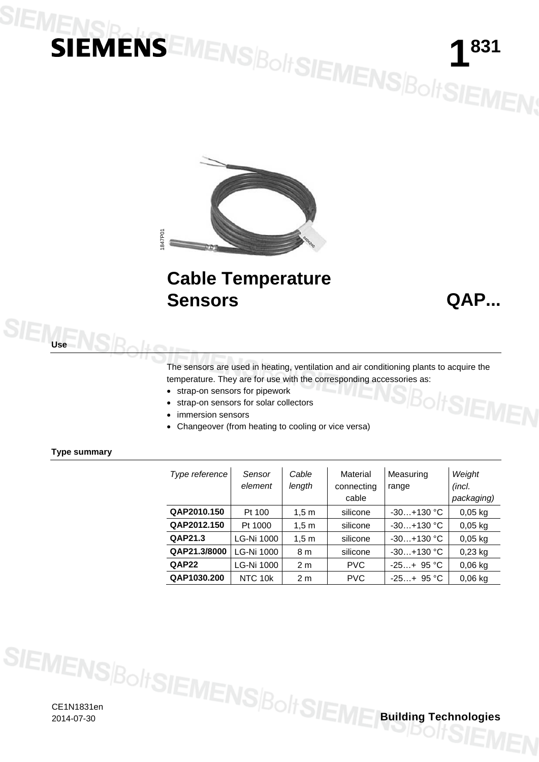# SIEMENS

# 1831

1847P01

# Cable Temperature Sensors

# QAP...

## Use

The sensors are used in heating, ventilation and air conditioning plants to acquire the temperature. They are for use with the corresponding accessories as:

- strap-on sensors for pipework
- strap-on sensors for solar collectors
- immersion sensors
- Changeover (from heating to cooling or vice versa)

## Type summary

| *Type reference* | *Sensor element* | *Cable length* | Material connecting cable | Measuring range | *Weight (incl. packaging)* |
|---|---|---|---|---|---|
| **QAP2010.150** | Pt 100 | 1,5 m | silicone | -30…+130 °C | 0,05 kg |
| **QAP2012.150** | Pt 1000 | 1,5 m | silicone | -30…+130 °C | 0,05 kg |
| **QAP21.3** | LG-Ni 1000 | 1,5 m | silicone | -30…+130 °C | 0,05 kg |
| **QAP21.3/8000** | LG-Ni 1000 | 8 m | silicone | -30…+130 °C | 0,23 kg |
| **QAP22** | LG-Ni 1000 | 2 m | PVC | -25…+ 95 °C | 0,06 kg |
| **QAP1030.200** | NTC 10k | 2 m | PVC | -25…+ 95 °C | 0,06 kg |

CE1N1831en
2014-07-30

**Building Technologies**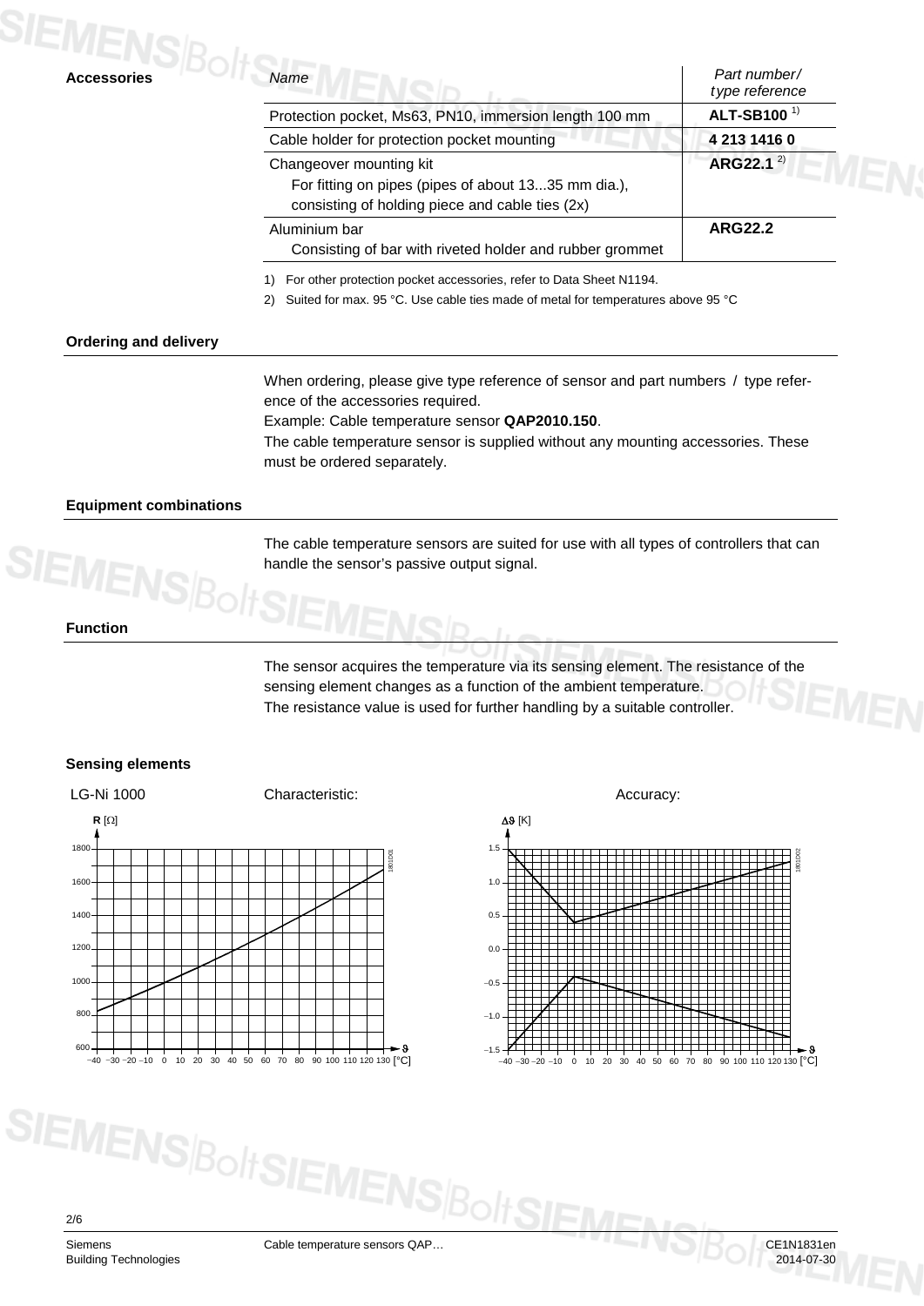## Accessories

| *Name* | *Part number / type reference* |
|---|---|
| Protection pocket, Ms63, PN10, immersion length 100 mm | **ALT-SB100** [1] |
| Cable holder for protection pocket mounting | **4 213 1416 0** |
| Changeover mounting kit<br>For fitting on pipes (pipes of about 13...35 mm dia.), consisting of holding piece and cable ties (2x) | **ARG22.1** [2] |
| Aluminium bar<br>Consisting of bar with riveted holder and rubber grommet | **ARG22.2** |

1) For other protection pocket accessories, refer to Data Sheet N1194.

2) Suited for max. 95 °C. Use cable ties made of metal for temperatures above 95 °C

## Ordering and delivery

When ordering, please give type reference of sensor and part numbers / type reference of the accessories required.
Example: Cable temperature sensor **QAP2010.150**.
The cable temperature sensor is supplied without any mounting accessories. These must be ordered separately.

## Equipment combinations

The cable temperature sensors are suited for use with all types of controllers that can handle the sensor's passive output signal.

## Function

The sensor acquires the temperature via its sensing element. The resistance of the sensing element changes as a function of the ambient temperature.
The resistance value is used for further handling by a suitable controller.

## Sensing elements

LG-Ni 1000

Characteristic:

Accuracy: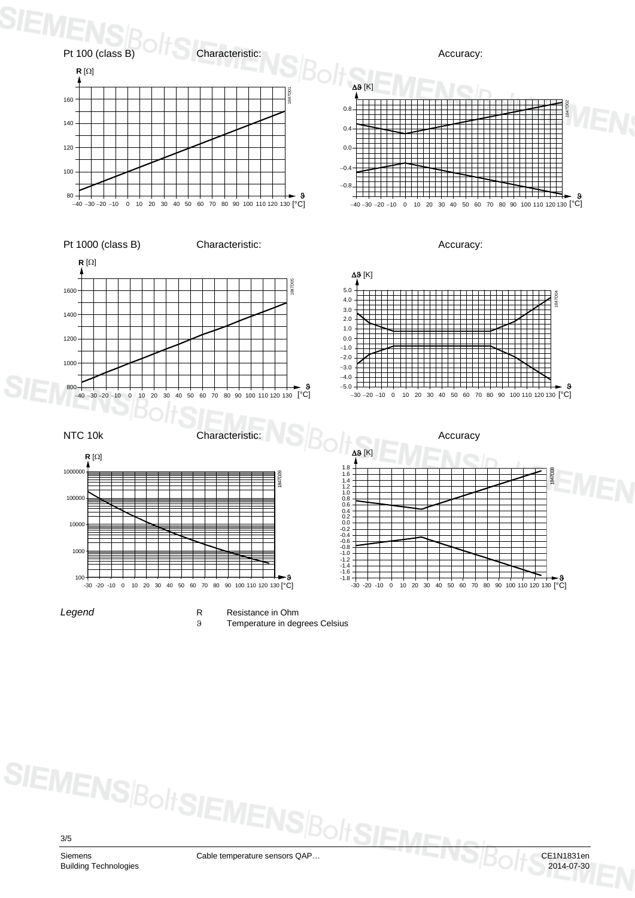Pt 100 (class B) Characteristic: Accuracy:

Pt 1000 (class B) Characteristic: Accuracy:

NTC 10k Characteristic: Accuracy

*Legend*

R Resistance in Ohm

ϑ Temperature in degrees Celsius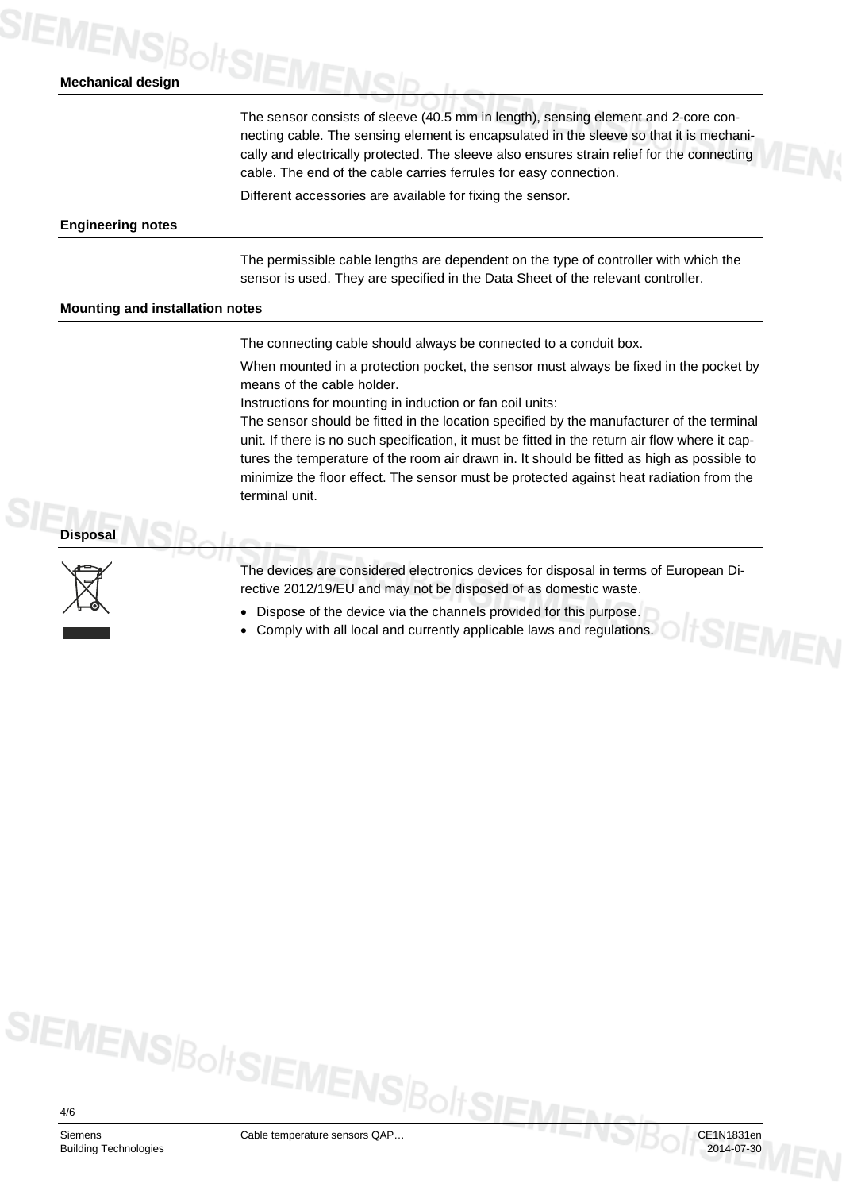## Mechanical design

The sensor consists of sleeve (40.5 mm in length), sensing element and 2-core connecting cable. The sensing element is encapsulated in the sleeve so that it is mechanically and electrically protected. The sleeve also ensures strain relief for the connecting cable. The end of the cable carries ferrules for easy connection.

Different accessories are available for fixing the sensor.

## Engineering notes

The permissible cable lengths are dependent on the type of controller with which the sensor is used. They are specified in the Data Sheet of the relevant controller.

## Mounting and installation notes

The connecting cable should always be connected to a conduit box.

When mounted in a protection pocket, the sensor must always be fixed in the pocket by means of the cable holder.
Instructions for mounting in induction or fan coil units:
The sensor should be fitted in the location specified by the manufacturer of the terminal unit. If there is no such specification, it must be fitted in the return air flow where it captures the temperature of the room air drawn in. It should be fitted as high as possible to minimize the floor effect. The sensor must be protected against heat radiation from the terminal unit.

## Disposal

The devices are considered electronics devices for disposal in terms of European Directive 2012/19/EU and may not be disposed of as domestic waste.

- Dispose of the device via the channels provided for this purpose.
- Comply with all local and currently applicable laws and regulations.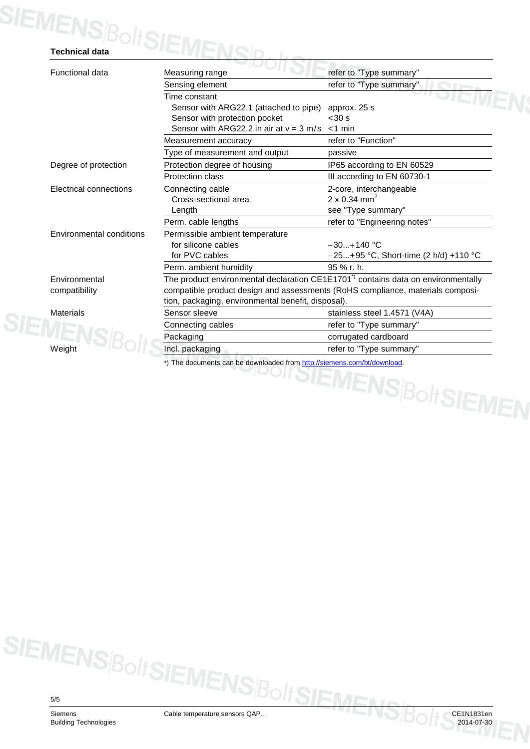## Technical data

| | | |
|---|---|---|
| Functional data | Measuring range | refer to "Type summary" |
| | Sensing element | refer to "Type summary" |
| | Time constant<br>Sensor with ARG22.1 (attached to pipe)<br>Sensor with protection pocket<br>Sensor with ARG22.2 in air at v = 3 m/s | <br>approx. 25 s<br><30 s<br><1 min |
| | Measurement accuracy | refer to "Function" |
| | Type of measurement and output | passive |
| Degree of protection | Protection degree of housing | IP65 according to EN 60529 |
| | Protection class | III according to EN 60730-1 |
| Electrical connections | Connecting cable<br>Cross-sectional area<br>Length | 2-core, interchangeable<br>2 x 0.34 mm$^2$<br>see "Type summary" |
| | Perm. cable lengths | refer to "Engineering notes" |
| Environmental conditions | Permissible ambient temperature<br>for silicone cables<br>for PVC cables | <br>−30...+140 °C<br>−25...+95 °C, Short-time (2 h/d) +110 °C |
| | Perm. ambient humidity | 95 % r. h. |
| Environmental compatibility | The product environmental declaration CE1E1701*) contains data on environmentally compatible product design and assessments (RoHS compliance, materials composition, packaging, environmental benefit, disposal). | |
| Materials | Sensor sleeve | stainless steel 1.4571 (V4A) |
| | Connecting cables | refer to "Type summary" |
| | Packaging | corrugated cardboard |
| Weight | Incl. packaging | refer to "Type summary" |

*) The documents can be downloaded from http://siemens.com/bt/download.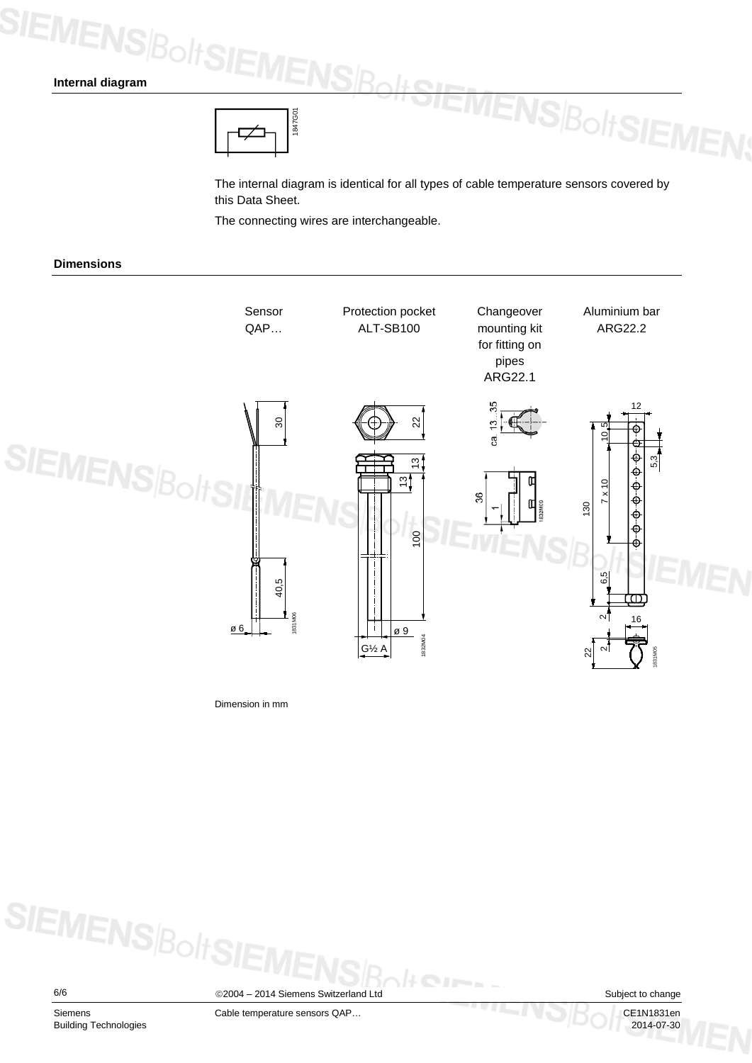## Internal diagram

The internal diagram is identical for all types of cable temperature sensors covered by this Data Sheet.

The connecting wires are interchangeable.

## Dimensions

Sensor QAP…

Protection pocket ALT-SB100

Changeover mounting kit for fitting on pipes ARG22.1

Aluminium bar ARG22.2

Dimension in mm